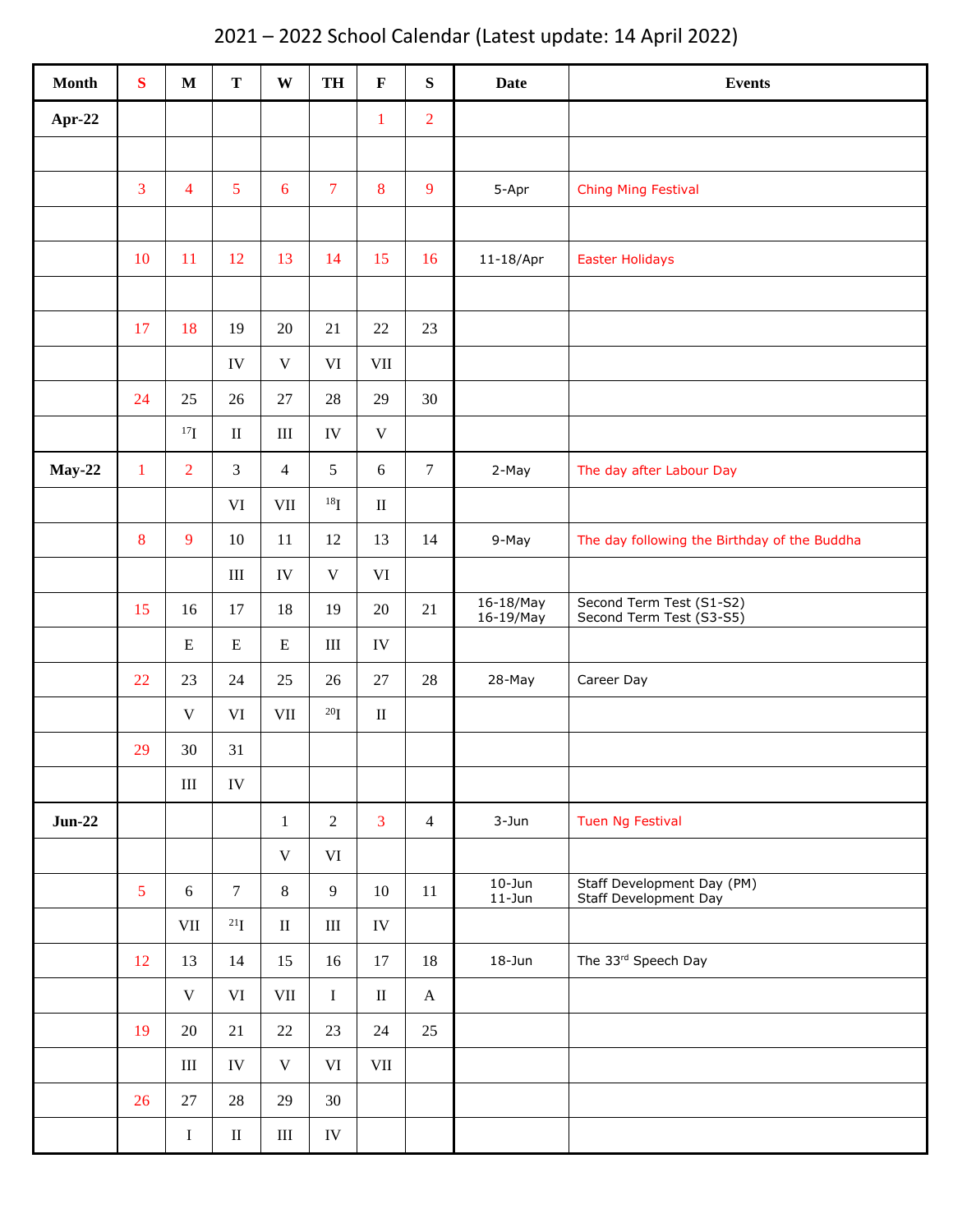# 2021 – 2022 School Calendar (Latest update: 14 April 2022)

| Month | S | M | T | W | TH | F | S | Date | Events |
|---|---|---|---|---|---|---|---|---|---|
| Apr-22 | | | | | | 1 | 2 | | |
| | | | | | | | | | |
| | 3 | 4 | 5 | 6 | 7 | 8 | 9 | 5-Apr | Ching Ming Festival |
| | | | | | | | | | |
| | 10 | 11 | 12 | 13 | 14 | 15 | 16 | 11-18/Apr | Easter Holidays |
| | | | | | | | | | |
| | 17 | 18 | 19 | 20 | 21 | 22 | 23 | | |
| | | | IV | V | VI | VII | | | |
| | 24 | 25 | 26 | 27 | 28 | 29 | 30 | | |
| | | [17]I | II | III | IV | V | | | |
| May-22 | 1 | 2 | 3 | 4 | 5 | 6 | 7 | 2-May | The day after Labour Day |
| | | | VI | VII | [18]I | II | | | |
| | 8 | 9 | 10 | 11 | 12 | 13 | 14 | 9-May | The day following the Birthday of the Buddha |
| | | | III | IV | V | VI | | | |
| | 15 | 16 | 17 | 18 | 19 | 20 | 21 | 16-18/May<br>16-19/May | Second Term Test (S1-S2)<br>Second Term Test (S3-S5) |
| | | E | E | E | III | IV | | | |
| | 22 | 23 | 24 | 25 | 26 | 27 | 28 | 28-May | Career Day |
| | | V | VI | VII | [20]I | II | | | |
| | 29 | 30 | 31 | | | | | | |
| | | III | IV | | | | | | |
| Jun-22 | | | | 1 | 2 | 3 | 4 | 3-Jun | Tuen Ng Festival |
| | | | | V | VI | | | | |
| | 5 | 6 | 7 | 8 | 9 | 10 | 11 | 10-Jun<br>11-Jun | Staff Development Day (PM)<br>Staff Development Day |
| | | VII | [21]I | II | III | IV | | | |
| | 12 | 13 | 14 | 15 | 16 | 17 | 18 | 18-Jun | The 33rd Speech Day |
| | | V | VI | VII | I | II | A | | |
| | 19 | 20 | 21 | 22 | 23 | 24 | 25 | | |
| | | III | IV | V | VI | VII | | | |
| | 26 | 27 | 28 | 29 | 30 | | | | |
| | | I | II | III | IV | | | | |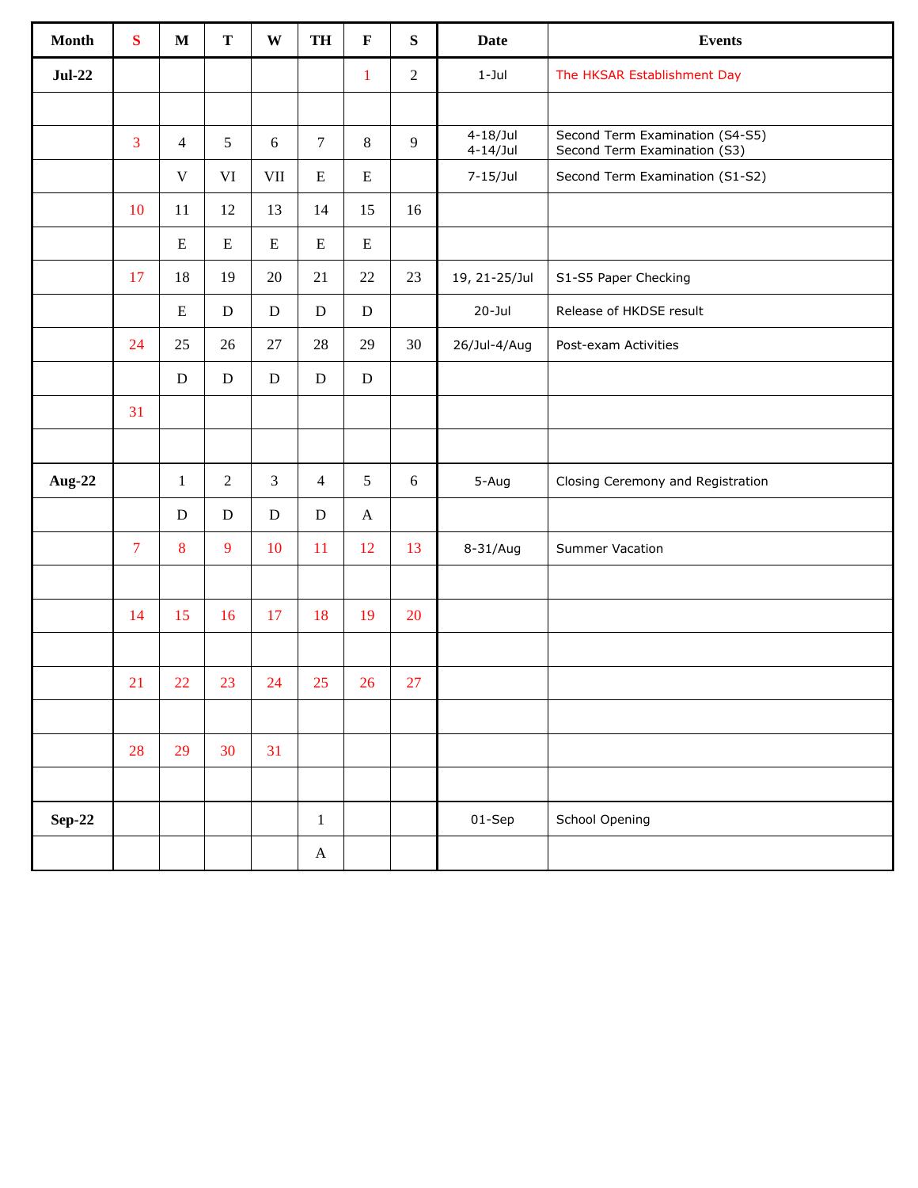| Month | S | M | T | W | TH | F | S | Date | Events |
|---|---|---|---|---|---|---|---|---|---|
| Jul-22 | | | | | | 1 | 2 | 1-Jul | The HKSAR Establishment Day |
| | | | | | | | | | |
| | 3 | 4 | 5 | 6 | 7 | 8 | 9 | 4-18/Jul<br>4-14/Jul | Second Term Examination (S4-S5)<br>Second Term Examination (S3) |
| | | V | VI | VII | E | E | | 7-15/Jul | Second Term Examination (S1-S2) |
| | 10 | 11 | 12 | 13 | 14 | 15 | 16 | | |
| | | E | E | E | E | E | | | |
| | 17 | 18 | 19 | 20 | 21 | 22 | 23 | 19, 21-25/Jul | S1-S5 Paper Checking |
| | | E | D | D | D | D | | 20-Jul | Release of HKDSE result |
| | 24 | 25 | 26 | 27 | 28 | 29 | 30 | 26/Jul-4/Aug | Post-exam Activities |
| | | D | D | D | D | D | | | |
| | 31 | | | | | | | | |
| | | | | | | | | | |
| Aug-22 | | 1 | 2 | 3 | 4 | 5 | 6 | 5-Aug | Closing Ceremony and Registration |
| | | D | D | D | D | A | | | |
| | 7 | 8 | 9 | 10 | 11 | 12 | 13 | 8-31/Aug | Summer Vacation |
| | | | | | | | | | |
| | 14 | 15 | 16 | 17 | 18 | 19 | 20 | | |
| | | | | | | | | | |
| | 21 | 22 | 23 | 24 | 25 | 26 | 27 | | |
| | | | | | | | | | |
| | 28 | 29 | 30 | 31 | | | | | |
| | | | | | | | | | |
| Sep-22 | | | | | 1 | | | 01-Sep | School Opening |
| | | | | | A | | | | |